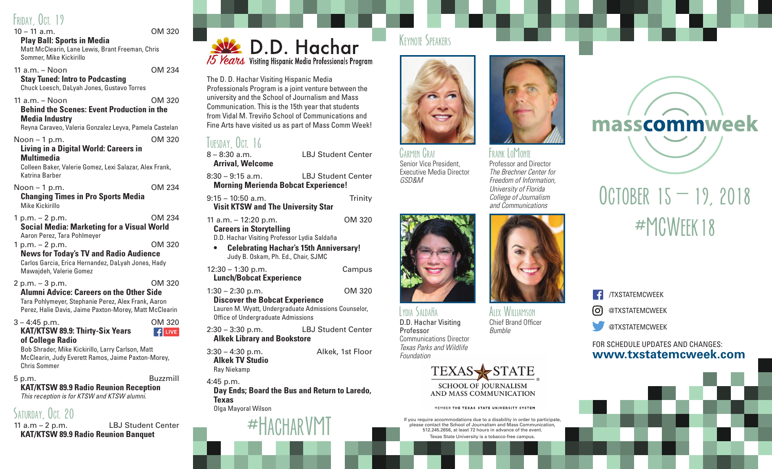## Friday, Oct. 19

10 – 11 a.m. OM 320
**Play Ball: Sports in Media**
Matt McClearin, Lane Lewis, Brant Freeman, Chris Sommer, Mike Kickirillo

11 a.m. – Noon OM 234
**Stay Tuned: Intro to Podcasting**
Chuck Loesch, DaLyah Jones, Gustavo Torres

11 a.m. – Noon OM 320
**Behind the Scenes: Event Production in the Media Industry**
Reyna Caraveo, Valeria Gonzalez Leyva, Pamela Castelan

Noon – 1 p.m. OM 320
**Living in a Digital World: Careers in Multimedia**
Colleen Baker, Valerie Gomez, Lexi Salazar, Alex Frank, Katrina Barber

Noon – 1 p.m. OM 234
**Changing Times in Pro Sports Media**
Mike Kickirillo

1 p.m. – 2 p.m. OM 234
**Social Media: Marketing for a Visual World**
Aaron Perez, Tara Pohlmeyer

1 p.m. – 2 p.m. OM 320
**News for Today's TV and Radio Audience**
Carlos Garcia, Erica Hernandez, DaLyah Jones, Hady Mawajdeh, Valerie Gomez

2 p.m. – 3 p.m. OM 320
**Alumni Advice: Careers on the Other Side**
Tara Pohlymeyer, Stephanie Perez, Alex Frank, Aaron Perez, Halie Davis, Jaime Paxton-Morey, Matt McClearin

3 – 4:45 p.m. OM 320
**KAT/KTSW 89.9: Thirty-Six Years of College Radio** LIVE
Bob Shrader, Mike Kickirillo, Larry Carlson, Matt McClearin, Judy Everett Ramos, Jaime Paxton-Morey, Chris Sommer

5 p.m. Buzzmill
**KAT/KTSW 89.9 Radio Reunion Reception**
*This reception is for KTSW and KTSW alumni.*

## Saturday, Oct. 20

11 a.m – 2 p.m. LBJ Student Center
**KAT/KTSW 89.9 Radio Reunion Banquet**

# D.D. Hachar

*15 Years* Visiting Hispanic Media Professionals Program

The D. D. Hachar Visiting Hispanic Media Professionals Program is a joint venture between the university and the School of Journalism and Mass Communication. This is the 15th year that students from Vidal M. Treviño School of Communications and Fine Arts have visited us as part of Mass Comm Week!

## Tuesday, Oct. 16

8 – 8:30 a.m. LBJ Student Center
**Arrival, Welcome**

8:30 – 9:15 a.m. LBJ Student Center
**Morning Merienda Bobcat Experience!**

9:15 – 10:50 a.m. Trinity
**Visit KTSW and The University Star**

11 a.m. – 12:20 p.m. OM 320
**Careers in Storytelling**
D.D. Hachar Visiting Professor Lydia Saldaña

- **Celebrating Hachar's 15th Anniversary!**
  Judy B. Oskam, Ph. Ed., Chair, SJMC

12:30 – 1:30 p.m. Campus
**Lunch/Bobcat Experience**

1:30 – 2:30 p.m. OM 320
**Discover the Bobcat Experience**
Lauren M. Wyatt, Undergraduate Admissions Counselor, Office of Undergraduate Admissions

2:30 – 3:30 p.m. LBJ Student Center
**Alkek Library and Bookstore**

3:30 – 4:30 p.m. Alkek, 1st Floor
**Alkek TV Studio**
Ray Niekamp

4:45 p.m.
**Day Ends; Board the Bus and Return to Laredo, Texas**
Olga Mayoral Wilson

#HacharVMT

## Keynote Speakers

**Carmen Graf**
Senior Vice President, Executive Media Director
*GSD&M*

**Frank LoMonte**
Professor and Director
*The Brechner Center for Freedom of Information, University of Florida College of Journalism and Communications*

**Lydia Saldaña**
D.D. Hachar Visiting Professor
Communications Director
*Texas Parks and Wildlife Foundation*

**Alex Williamson**
Chief Brand Officer
*Bumble*

TEXAS STATE
SCHOOL OF JOURNALISM AND MASS COMMUNICATION
MEMBER THE TEXAS STATE UNIVERSITY SYSTEM

If you require accommodations due to a disability in order to participate, please contact the School of Journalism and Mass Communication, 512.245.2656, at least 72 hours in advance of the event.
Texas State University is a tobacco-free campus.

# masscommweek

## October 15 – 19, 2018

## #MCWeek18

/TXSTATEMCWEEK
@TXSTATEMCWEEK
@TXSTATEMCWEEK

FOR SCHEDULE UPDATES AND CHANGES:
**www.txstatemcweek.com**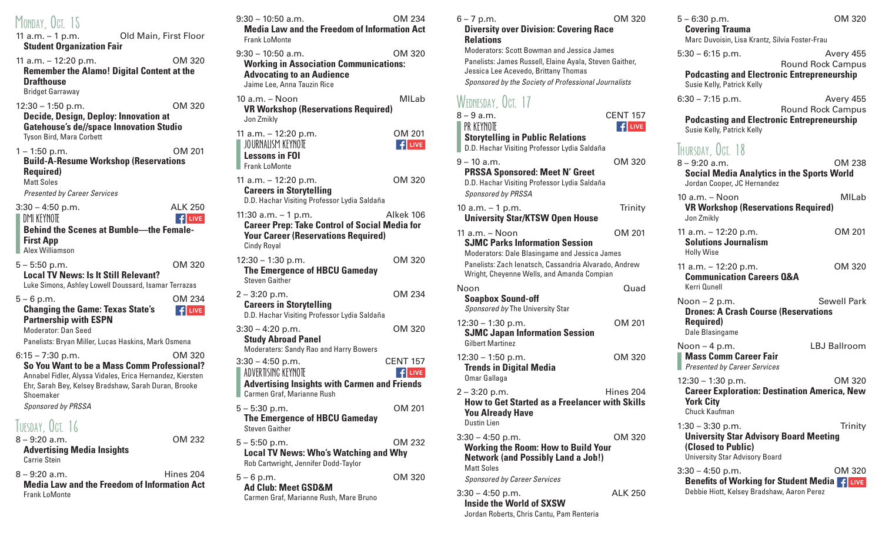## Monday, Oct. 15

11 a.m. – 1 p.m. — Old Main, First Floor
**Student Organization Fair**

11 a.m. – 12:20 p.m. — OM 320
**Remember the Alamo! Digital Content at the Drafthouse**
Bridget Garraway

12:30 – 1:50 p.m. — OM 320
**Decide, Design, Deploy: Innovation at Gatehouse's de//space Innovation Studio**
Tyson Bird, Mara Corbett

1 – 1:50 p.m. — OM 201
**Build-A-Resume Workshop (Reservations Required)**
Matt Soles
*Presented by Career Services*

3:30 – 4:50 p.m. — ALK 250 — LIVE
DMI KEYNOTE
**Behind the Scenes at Bumble—the Female-First App**
Alex Williamson

5 – 5:50 p.m. — OM 320
**Local TV News: Is It Still Relevant?**
Luke Simons, Ashley Lowell Doussard, Isamar Terrazas

5 – 6 p.m. — OM 234 — LIVE
**Changing the Game: Texas State's Partnership with ESPN**
Moderator: Dan Seed
Panelists: Bryan Miller, Lucas Haskins, Mark Osmena

6:15 – 7:30 p.m. — OM 320
**So You Want to be a Mass Comm Professional?**
Annabel Fidler, Alyssa Vidales, Erica Hernandez, Kiersten Ehr, Sarah Bey, Kelsey Bradshaw, Sarah Duran, Brooke Shoemaker
*Sponsored by PRSSA*

## Tuesday, Oct. 16

8 – 9:20 a.m. — OM 232
**Advertising Media Insights**
Carrie Stein

8 – 9:20 a.m. — Hines 204
**Media Law and the Freedom of Information Act**
Frank LoMonte

9:30 – 10:50 a.m. — OM 234
**Media Law and the Freedom of Information Act**
Frank LoMonte

9:30 – 10:50 a.m. — OM 320
**Working in Association Communications: Advocating to an Audience**
Jaime Lee, Anna Tauzin Rice

10 a.m. – Noon — MILab
**VR Workshop (Reservations Required)**
Jon Zmikly

11 a.m. – 12:20 p.m. — OM 201 — LIVE
JOURNALISM KEYNOTE
**Lessons in FOI**
Frank LoMonte

11 a.m. – 12:20 p.m. — OM 320
**Careers in Storytelling**
D.D. Hachar Visiting Professor Lydia Saldaña

11:30 a.m. – 1 p.m. — Alkek 106
**Career Prep: Take Control of Social Media for Your Career (Reservations Required)**
Cindy Royal

12:30 – 1:30 p.m. — OM 320
**The Emergence of HBCU Gameday**
Steven Gaither

2 – 3:20 p.m. — OM 234
**Careers in Storytelling**
D.D. Hachar Visiting Professor Lydia Saldaña

3:30 – 4:20 p.m. — OM 320
**Study Abroad Panel**
Moderaters: Sandy Rao and Harry Bowers

3:30 – 4:50 p.m. — CENT 157 — LIVE
ADVERTISING KEYNOTE
**Advertising Insights with Carmen and Friends**
Carmen Graf, Marianne Rush

5 – 5:30 p.m. — OM 201
**The Emergence of HBCU Gameday**
Steven Gaither

5 – 5:50 p.m. — OM 232
**Local TV News: Who's Watching and Why**
Rob Cartwright, Jennifer Dodd-Taylor

5 – 6 p.m. — OM 320
**Ad Club: Meet GSD&M**
Carmen Graf, Marianne Rush, Mare Bruno

6 – 7 p.m. — OM 320
**Diversity over Division: Covering Race Relations**
Moderators: Scott Bowman and Jessica James
Panelists: James Russell, Elaine Ayala, Steven Gaither, Jessica Lee Acevedo, Brittany Thomas
*Sponsored by the Society of Professional Journalists*

## Wednesday, Oct. 17

8 – 9 a.m. — CENT 157 — LIVE
PR KEYNOTE
**Storytelling in Public Relations**
D.D. Hachar Visiting Professor Lydia Saldaña

9 – 10 a.m. — OM 320
**PRSSA Sponsored: Meet N' Greet**
D.D. Hachar Visiting Professor Lydia Saldaña
*Sponsored by PRSSA*

10 a.m. – 1 p.m. — Trinity
**University Star/KTSW Open House**

11 a.m. – Noon — OM 201
**SJMC Parks Information Session**
Moderators: Dale Blasingame and Jessica James
Panelists: Zach Ienatsch, Cassandria Alvarado, Andrew Wright, Cheyenne Wells, and Amanda Compian

Noon — Quad
**Soapbox Sound-off**
*Sponsored by* The University Star

12:30 – 1:30 p.m. — OM 201
**SJMC Japan Information Session**
Gilbert Martinez

12:30 – 1:50 p.m. — OM 320
**Trends in Digital Media**
Omar Gallaga

2 – 3:20 p.m. — Hines 204
**How to Get Started as a Freelancer with Skills You Already Have**
Dustin Lien

3:30 – 4:50 p.m. — OM 320
**Working the Room: How to Build Your Network (and Possibly Land a Job!)**
Matt Soles
*Sponsored by Career Services*

3:30 – 4:50 p.m. — ALK 250
**Inside the World of SXSW**
Jordan Roberts, Chris Cantu, Pam Renteria

5 – 6:30 p.m. — OM 320
**Covering Trauma**
Marc Duvoisin, Lisa Krantz, Silvia Foster-Frau

5:30 – 6:15 p.m. — Avery 455, Round Rock Campus
**Podcasting and Electronic Entrepreneurship**
Susie Kelly, Patrick Kelly

6:30 – 7:15 p.m. — Avery 455, Round Rock Campus
**Podcasting and Electronic Entrepreneurship**
Susie Kelly, Patrick Kelly

## Thursday, Oct. 18

8 – 9:20 a.m. — OM 238
**Social Media Analytics in the Sports World**
Jordan Cooper, JC Hernandez

10 a.m. – Noon — MILab
**VR Workshop (Reservations Required)**
Jon Zmikly

11 a.m. – 12:20 p.m. — OM 201
**Solutions Journalism**
Holly Wise

11 a.m. – 12:20 p.m. — OM 320
**Communication Careers Q&A**
Kerri Qunell

Noon – 2 p.m. — Sewell Park
**Drones: A Crash Course (Reservations Required)**
Dale Blasingame

Noon – 4 p.m. — LBJ Ballroom
**Mass Comm Career Fair**
*Presented by Career Services*

12:30 – 1:30 p.m. — OM 320
**Career Exploration: Destination America, New York City**
Chuck Kaufman

1:30 – 3:30 p.m. — Trinity
**University Star Advisory Board Meeting (Closed to Public)**
University Star Advisory Board

3:30 – 4:50 p.m. — OM 320 — LIVE
**Benefits of Working for Student Media**
Debbie Hiott, Kelsey Bradshaw, Aaron Perez